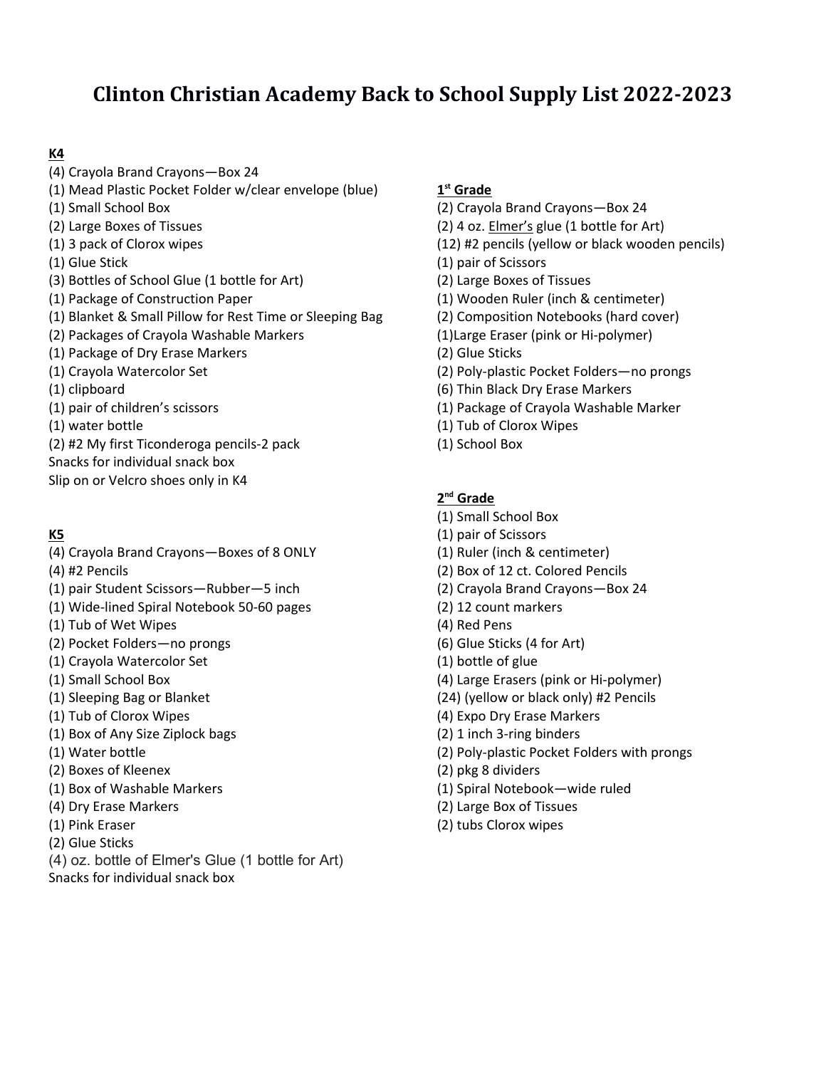# Clinton Christian Academy Back to School Supply List 2022-2023

## K4

(4) Crayola Brand Crayons—Box 24
(1) Mead Plastic Pocket Folder w/clear envelope (blue)
(1) Small School Box
(2) Large Boxes of Tissues
(1) 3 pack of Clorox wipes
(1) Glue Stick
(3) Bottles of School Glue (1 bottle for Art)
(1) Package of Construction Paper
(1) Blanket & Small Pillow for Rest Time or Sleeping Bag
(2) Packages of Crayola Washable Markers
(1) Package of Dry Erase Markers
(1) Crayola Watercolor Set
(1) clipboard
(1) pair of children's scissors
(1) water bottle
(2) #2 My first Ticonderoga pencils-2 pack
Snacks for individual snack box
Slip on or Velcro shoes only in K4

## K5

(4) Crayola Brand Crayons—Boxes of 8 ONLY
(4) #2 Pencils
(1) pair Student Scissors—Rubber—5 inch
(1) Wide-lined Spiral Notebook 50-60 pages
(1) Tub of Wet Wipes
(2) Pocket Folders—no prongs
(1) Crayola Watercolor Set
(1) Small School Box
(1) Sleeping Bag or Blanket
(1) Tub of Clorox Wipes
(1) Box of Any Size Ziplock bags
(1) Water bottle
(2) Boxes of Kleenex
(1) Box of Washable Markers
(4) Dry Erase Markers
(1) Pink Eraser
(2) Glue Sticks
(4) oz. bottle of Elmer's Glue (1 bottle for Art)
Snacks for individual snack box

## 1st Grade

(2) Crayola Brand Crayons—Box 24
(2) 4 oz. Elmer's glue (1 bottle for Art)
(12) #2 pencils (yellow or black wooden pencils)
(1) pair of Scissors
(2) Large Boxes of Tissues
(1) Wooden Ruler (inch & centimeter)
(2) Composition Notebooks (hard cover)
(1)Large Eraser (pink or Hi-polymer)
(2) Glue Sticks
(2) Poly-plastic Pocket Folders—no prongs
(6) Thin Black Dry Erase Markers
(1) Package of Crayola Washable Marker
(1) Tub of Clorox Wipes
(1) School Box

## 2nd Grade

(1) Small School Box
(1) pair of Scissors
(1) Ruler (inch & centimeter)
(2) Box of 12 ct. Colored Pencils
(2) Crayola Brand Crayons—Box 24
(2) 12 count markers
(4) Red Pens
(6) Glue Sticks (4 for Art)
(1) bottle of glue
(4) Large Erasers (pink or Hi-polymer)
(24) (yellow or black only) #2 Pencils
(4) Expo Dry Erase Markers
(2) 1 inch 3-ring binders
(2) Poly-plastic Pocket Folders with prongs
(2) pkg 8 dividers
(1) Spiral Notebook—wide ruled
(2) Large Box of Tissues
(2) tubs Clorox wipes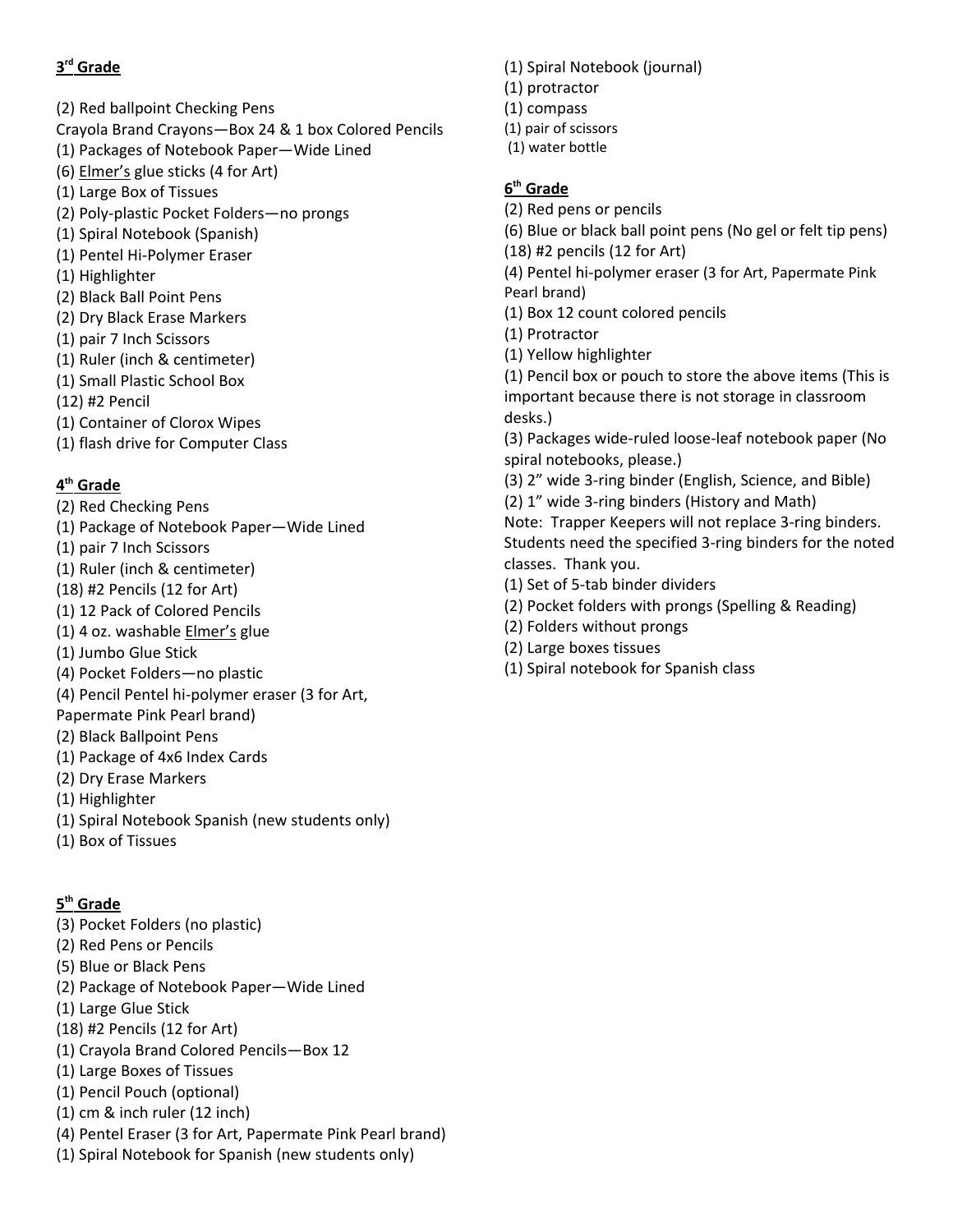## 3rd Grade

(2) Red ballpoint Checking Pens
Crayola Brand Crayons—Box 24 & 1 box Colored Pencils
(1) Packages of Notebook Paper—Wide Lined
(6) Elmer's glue sticks (4 for Art)
(1) Large Box of Tissues
(2) Poly-plastic Pocket Folders—no prongs
(1) Spiral Notebook (Spanish)
(1) Pentel Hi-Polymer Eraser
(1) Highlighter
(2) Black Ball Point Pens
(2) Dry Black Erase Markers
(1) pair 7 Inch Scissors
(1) Ruler (inch & centimeter)
(1) Small Plastic School Box
(12) #2 Pencil
(1) Container of Clorox Wipes
(1) flash drive for Computer Class

## 4th Grade

(2) Red Checking Pens
(1) Package of Notebook Paper—Wide Lined
(1) pair 7 Inch Scissors
(1) Ruler (inch & centimeter)
(18) #2 Pencils (12 for Art)
(1) 12 Pack of Colored Pencils
(1) 4 oz. washable Elmer's glue
(1) Jumbo Glue Stick
(4) Pocket Folders—no plastic
(4) Pencil Pentel hi-polymer eraser (3 for Art, Papermate Pink Pearl brand)
(2) Black Ballpoint Pens
(1) Package of 4x6 Index Cards
(2) Dry Erase Markers
(1) Highlighter
(1) Spiral Notebook Spanish (new students only)
(1) Box of Tissues

## 5th Grade

(3) Pocket Folders (no plastic)
(2) Red Pens or Pencils
(5) Blue or Black Pens
(2) Package of Notebook Paper—Wide Lined
(1) Large Glue Stick
(18) #2 Pencils (12 for Art)
(1) Crayola Brand Colored Pencils—Box 12
(1) Large Boxes of Tissues
(1) Pencil Pouch (optional)
(1) cm & inch ruler (12 inch)
(4) Pentel Eraser (3 for Art, Papermate Pink Pearl brand)
(1) Spiral Notebook for Spanish (new students only)
(1) Spiral Notebook (journal)
(1) protractor
(1) compass
(1) pair of scissors
(1) water bottle

## 6th Grade

(2) Red pens or pencils
(6) Blue or black ball point pens (No gel or felt tip pens)
(18) #2 pencils (12 for Art)
(4) Pentel hi-polymer eraser (3 for Art, Papermate Pink Pearl brand)
(1) Box 12 count colored pencils
(1) Protractor
(1) Yellow highlighter
(1) Pencil box or pouch to store the above items (This is important because there is not storage in classroom desks.)
(3) Packages wide-ruled loose-leaf notebook paper (No spiral notebooks, please.)
(3) 2" wide 3-ring binder (English, Science, and Bible)
(2) 1" wide 3-ring binders (History and Math)
Note: Trapper Keepers will not replace 3-ring binders. Students need the specified 3-ring binders for the noted classes. Thank you.
(1) Set of 5-tab binder dividers
(2) Pocket folders with prongs (Spelling & Reading)
(2) Folders without prongs
(2) Large boxes tissues
(1) Spiral notebook for Spanish class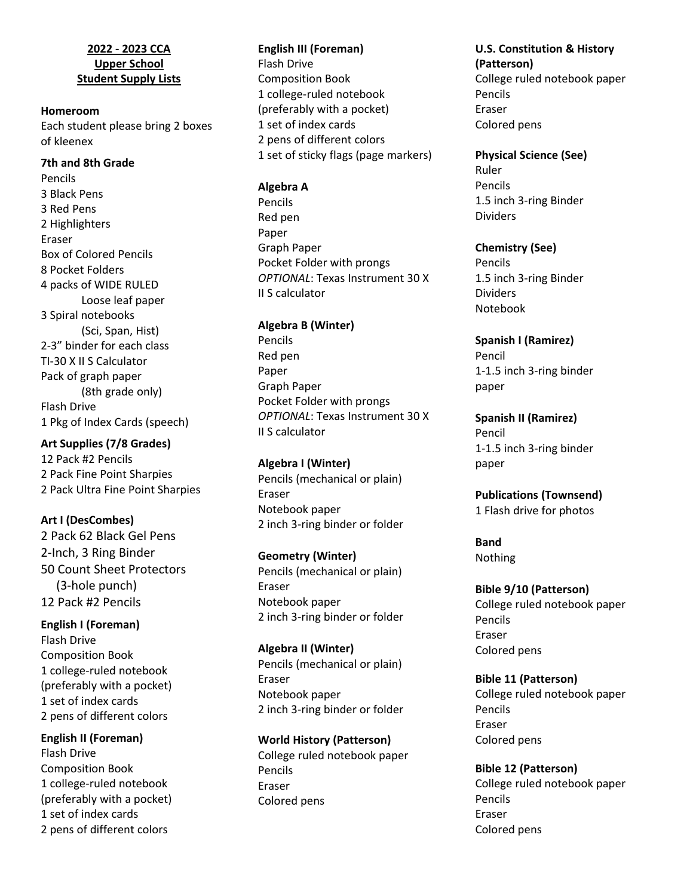**2022 - 2023 CCA**
**Upper School**
**Student Supply Lists**

**Homeroom**
Each student please bring 2 boxes of kleenex

**7th and 8th Grade**
Pencils
3 Black Pens
3 Red Pens
2 Highlighters
Eraser
Box of Colored Pencils
8 Pocket Folders
4 packs of WIDE RULED
Loose leaf paper
3 Spiral notebooks
(Sci, Span, Hist)
2-3" binder for each class
TI-30 X II S Calculator
Pack of graph paper
(8th grade only)
Flash Drive
1 Pkg of Index Cards (speech)

**Art Supplies (7/8 Grades)**
12 Pack #2 Pencils
2 Pack Fine Point Sharpies
2 Pack Ultra Fine Point Sharpies

**Art I (DesCombes)**
2 Pack 62 Black Gel Pens
2-Inch, 3 Ring Binder
50 Count Sheet Protectors
(3-hole punch)
12 Pack #2 Pencils

**English I (Foreman)**
Flash Drive
Composition Book
1 college-ruled notebook
(preferably with a pocket)
1 set of index cards
2 pens of different colors

**English II (Foreman)**
Flash Drive
Composition Book
1 college-ruled notebook
(preferably with a pocket)
1 set of index cards
2 pens of different colors

**English III (Foreman)**
Flash Drive
Composition Book
1 college-ruled notebook
(preferably with a pocket)
1 set of index cards
2 pens of different colors
1 set of sticky flags (page markers)

**Algebra A**
Pencils
Red pen
Paper
Graph Paper
Pocket Folder with prongs
*OPTIONAL*: Texas Instrument 30 X II S calculator

**Algebra B (Winter)**
Pencils
Red pen
Paper
Graph Paper
Pocket Folder with prongs
*OPTIONAL*: Texas Instrument 30 X II S calculator

**Algebra I (Winter)**
Pencils (mechanical or plain)
Eraser
Notebook paper
2 inch 3-ring binder or folder

**Geometry (Winter)**
Pencils (mechanical or plain)
Eraser
Notebook paper
2 inch 3-ring binder or folder

**Algebra II (Winter)**
Pencils (mechanical or plain)
Eraser
Notebook paper
2 inch 3-ring binder or folder

**World History (Patterson)**
College ruled notebook paper
Pencils
Eraser
Colored pens

**U.S. Constitution & History (Patterson)**
College ruled notebook paper
Pencils
Eraser
Colored pens

**Physical Science (See)**
Ruler
Pencils
1.5 inch 3-ring Binder
Dividers

**Chemistry (See)**
Pencils
1.5 inch 3-ring Binder
Dividers
Notebook

**Spanish I (Ramirez)**
Pencil
1-1.5 inch 3-ring binder
paper

**Spanish II (Ramirez)**
Pencil
1-1.5 inch 3-ring binder
paper

**Publications (Townsend)**
1 Flash drive for photos

**Band**
Nothing

**Bible 9/10 (Patterson)**
College ruled notebook paper
Pencils
Eraser
Colored pens

**Bible 11 (Patterson)**
College ruled notebook paper
Pencils
Eraser
Colored pens

**Bible 12 (Patterson)**
College ruled notebook paper
Pencils
Eraser
Colored pens